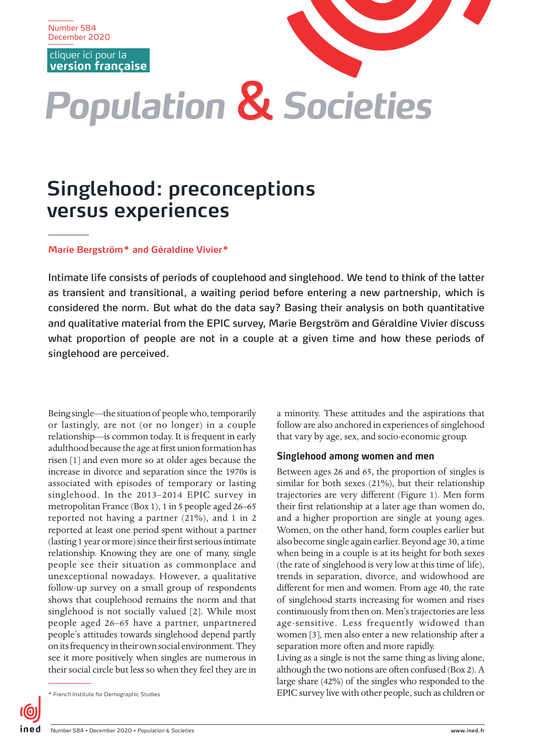Number 584
December 2020

cliquer ici pour la **version française**

# Population & Societies

## Singlehood: preconceptions versus experiences

**Marie Bergström* and Géraldine Vivier***

**Intimate life consists of periods of couplehood and singlehood. We tend to think of the latter as transient and transitional, a waiting period before entering a new partnership, which is considered the norm. But what do the data say? Basing their analysis on both quantitative and qualitative material from the EPIC survey, Marie Bergström and Géraldine Vivier discuss what proportion of people are not in a couple at a given time and how these periods of singlehood are perceived.**

Being single—the situation of people who, temporarily or lastingly, are not (or no longer) in a couple relationship—is common today. It is frequent in early adulthood because the age at first union formation has risen [1] and even more so at older ages because the increase in divorce and separation since the 1970s is associated with episodes of temporary or lasting singlehood. In the 2013–2014 EPIC survey in metropolitan France (Box 1), 1 in 5 people aged 26–65 reported not having a partner (21%), and 1 in 2 reported at least one period spent without a partner (lasting 1 year or more) since their first serious intimate relationship. Knowing they are one of many, single people see their situation as commonplace and unexceptional nowadays. However, a qualitative follow-up survey on a small group of respondents shows that couplehood remains the norm and that singlehood is not socially valued [2]. While most people aged 26–65 have a partner, unpartnered people's attitudes towards singlehood depend partly on its frequency in their own social environment. They see it more positively when singles are numerous in their social circle but less so when they feel they are in a minority. These attitudes and the aspirations that follow are also anchored in experiences of singlehood that vary by age, sex, and socio-economic group.

### Singlehood among women and men

Between ages 26 and 65, the proportion of singles is similar for both sexes (21%), but their relationship trajectories are very different (Figure 1). Men form their first relationship at a later age than women do, and a higher proportion are single at young ages. Women, on the other hand, form couples earlier but also become single again earlier. Beyond age 30, a time when being in a couple is at its height for both sexes (the rate of singlehood is very low at this time of life), trends in separation, divorce, and widowhood are different for men and women. From age 40, the rate of singlehood starts increasing for women and rises continuously from then on. Men's trajectories are less age-sensitive. Less frequently widowed than women [3], men also enter a new relationship after a separation more often and more rapidly.

Living as a single is not the same thing as living alone, although the two notions are often confused (Box 2). A large share (42%) of the singles who responded to the EPIC survey live with other people, such as children or

* French Institute for Demographic Studies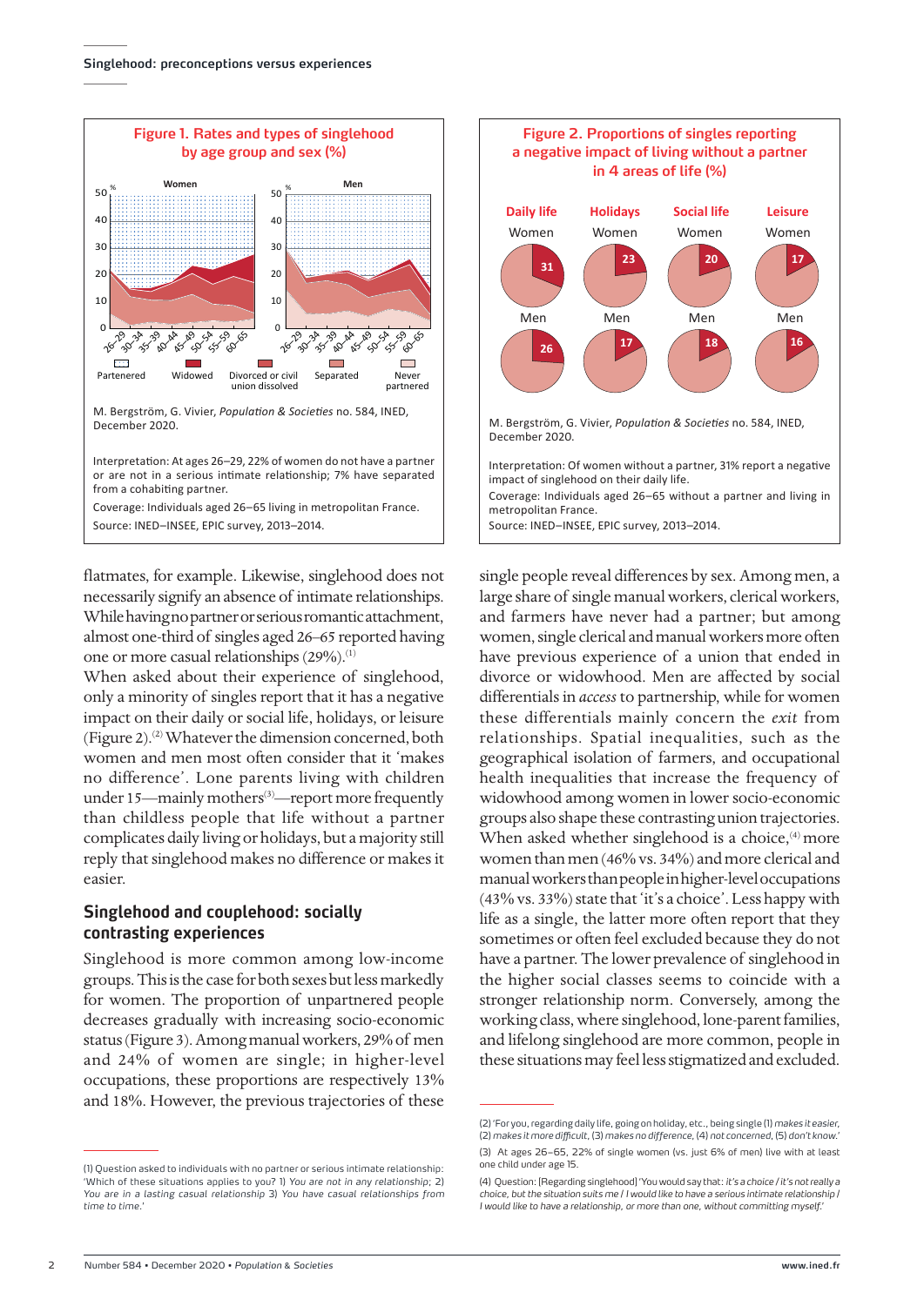**Figure 1. Rates and types of singlehood by age group and sex (%)**

M. Bergström, G. Vivier, *Population & Societies* no. 584, INED, December 2020.

Interpretation: At ages 26–29, 22% of women do not have a partner or are not in a serious intimate relationship; 7% have separated from a cohabiting partner.

Coverage: Individuals aged 26–65 living in metropolitan France.

Source: INED–INSEE, EPIC survey, 2013–2014.

**Figure 2. Proportions of singles reporting a negative impact of living without a partner in 4 areas of life (%)**

| | Daily life | Holidays | Social life | Leisure |
|---|---|---|---|---|
| Women | 31 | 23 | 20 | 17 |
| Men | 26 | 17 | 18 | 16 |

M. Bergström, G. Vivier, *Population & Societies* no. 584, INED, December 2020.

Interpretation: Of women without a partner, 31% report a negative impact of singlehood on their daily life.

Coverage: Individuals aged 26–65 without a partner and living in metropolitan France.

Source: INED–INSEE, EPIC survey, 2013–2014.

flatmates, for example. Likewise, singlehood does not necessarily signify an absence of intimate relationships. While having no partner or serious romantic attachment, almost one-third of singles aged 26–65 reported having one or more casual relationships (29%).[1]

When asked about their experience of singlehood, only a minority of singles report that it has a negative impact on their daily or social life, holidays, or leisure (Figure 2).[2] Whatever the dimension concerned, both women and men most often consider that it 'makes no difference'. Lone parents living with children under 15—mainly mothers[3]—report more frequently than childless people that life without a partner complicates daily living or holidays, but a majority still reply that singlehood makes no difference or makes it easier.

## Singlehood and couplehood: socially contrasting experiences

Singlehood is more common among low-income groups. This is the case for both sexes but less markedly for women. The proportion of unpartnered people decreases gradually with increasing socio-economic status (Figure 3). Among manual workers, 29% of men and 24% of women are single; in higher-level occupations, these proportions are respectively 13% and 18%. However, the previous trajectories of these single people reveal differences by sex. Among men, a large share of single manual workers, clerical workers, and farmers have never had a partner; but among women, single clerical and manual workers more often have previous experience of a union that ended in divorce or widowhood. Men are affected by social differentials in *access* to partnership, while for women these differentials mainly concern the *exit* from relationships. Spatial inequalities, such as the geographical isolation of farmers, and occupational health inequalities that increase the frequency of widowhood among women in lower socio-economic groups also shape these contrasting union trajectories. When asked whether singlehood is a choice,[4] more women than men (46% vs. 34%) and more clerical and manual workers than people in higher-level occupations (43% vs. 33%) state that 'it's a choice'. Less happy with life as a single, the latter more often report that they sometimes or often feel excluded because they do not have a partner. The lower prevalence of singlehood in the higher social classes seems to coincide with a stronger relationship norm. Conversely, among the working class, where singlehood, lone-parent families, and lifelong singlehood are more common, people in these situations may feel less stigmatized and excluded.

---

(1) Question asked to individuals with no partner or serious intimate relationship: 'Which of these situations applies to you? 1) *You are not in any relationship*; 2) *You are in a lasting casual relationship* 3) *You have casual relationships from time to time*.'

(2) 'For you, regarding daily life, going on holiday, etc., being single (1) *makes it easier*, (2) *makes it more difficult*, (3) *makes no difference*, (4) *not concerned*, (5) *don't know*.'

(3) At ages 26–65, 22% of single women (vs. just 6% of men) live with at least one child under age 15.

(4) Question: [Regarding singlehood] 'You would say that: *it's a choice / it's not really a choice, but the situation suits me / I would like to have a serious intimate relationship / I would like to have a relationship, or more than one, without committing myself*.'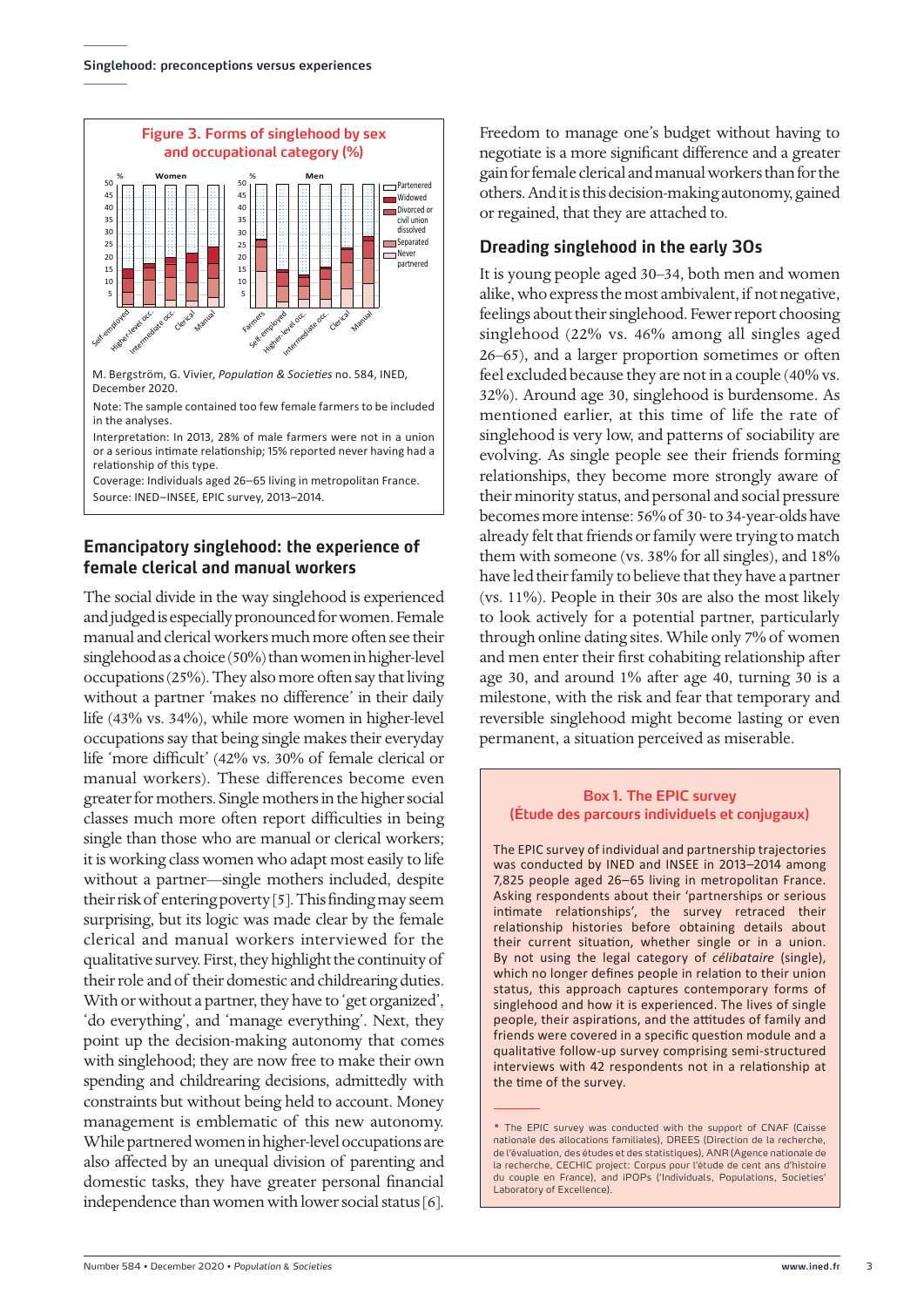**Figure 3. Forms of singlehood by sex and occupational category (%)**

M. Bergström, G. Vivier, *Population & Societies* no. 584, INED, December 2020.

Note: The sample contained too few female farmers to be included in the analyses.

Interpretation: In 2013, 28% of male farmers were not in a union or a serious intimate relationship; 15% reported never having had a relationship of this type.

Coverage: Individuals aged 26–65 living in metropolitan France.

Source: INED–INSEE, EPIC survey, 2013–2014.

## Emancipatory singlehood: the experience of female clerical and manual workers

The social divide in the way singlehood is experienced and judged is especially pronounced for women. Female manual and clerical workers much more often see their singlehood as a choice (50%) than women in higher-level occupations (25%). They also more often say that living without a partner 'makes no difference' in their daily life (43% vs. 34%), while more women in higher-level occupations say that being single makes their everyday life 'more difficult' (42% vs. 30% of female clerical or manual workers). These differences become even greater for mothers. Single mothers in the higher social classes much more often report difficulties in being single than those who are manual or clerical workers; it is working class women who adapt most easily to life without a partner—single mothers included, despite their risk of entering poverty [5]. This finding may seem surprising, but its logic was made clear by the female clerical and manual workers interviewed for the qualitative survey. First, they highlight the continuity of their role and of their domestic and childrearing duties. With or without a partner, they have to 'get organized', 'do everything', and 'manage everything'. Next, they point up the decision-making autonomy that comes with singlehood; they are now free to make their own spending and childrearing decisions, admittedly with constraints but without being held to account. Money management is emblematic of this new autonomy. While partnered women in higher-level occupations are also affected by an unequal division of parenting and domestic tasks, they have greater personal financial independence than women with lower social status [6]. Freedom to manage one's budget without having to negotiate is a more significant difference and a greater gain for female clerical and manual workers than for the others. And it is this decision-making autonomy, gained or regained, that they are attached to.

## Dreading singlehood in the early 30s

It is young people aged 30–34, both men and women alike, who express the most ambivalent, if not negative, feelings about their singlehood. Fewer report choosing singlehood (22% vs. 46% among all singles aged 26–65), and a larger proportion sometimes or often feel excluded because they are not in a couple (40% vs. 32%). Around age 30, singlehood is burdensome. As mentioned earlier, at this time of life the rate of singlehood is very low, and patterns of sociability are evolving. As single people see their friends forming relationships, they become more strongly aware of their minority status, and personal and social pressure becomes more intense: 56% of 30- to 34-year-olds have already felt that friends or family were trying to match them with someone (vs. 38% for all singles), and 18% have led their family to believe that they have a partner (vs. 11%). People in their 30s are also the most likely to look actively for a potential partner, particularly through online dating sites. While only 7% of women and men enter their first cohabiting relationship after age 30, and around 1% after age 40, turning 30 is a milestone, with the risk and fear that temporary and reversible singlehood might become lasting or even permanent, a situation perceived as miserable.

> **Box 1. The EPIC survey (Étude des parcours individuels et conjugaux)**
>
> The EPIC survey of individual and partnership trajectories was conducted by INED and INSEE in 2013–2014 among 7,825 people aged 26–65 living in metropolitan France. Asking respondents about their 'partnerships or serious intimate relationships', the survey retraced their relationship histories before obtaining details about their current situation, whether single or in a union. By not using the legal category of *célibataire* (single), which no longer defines people in relation to their union status, this approach captures contemporary forms of singlehood and how it is experienced. The lives of single people, their aspirations, and the attitudes of family and friends were covered in a specific question module and a qualitative follow-up survey comprising semi-structured interviews with 42 respondents not in a relationship at the time of the survey.
>
> \* The EPIC survey was conducted with the support of CNAF (Caisse nationale des allocations familiales), DREES (Direction de la recherche, de l'évaluation, des études et des statistiques), ANR (Agence nationale de la recherche, CECHIC project: Corpus pour l'étude de cent ans d'histoire du couple en France), and iPOPs ('Individuals, Populations, Societies' Laboratory of Excellence).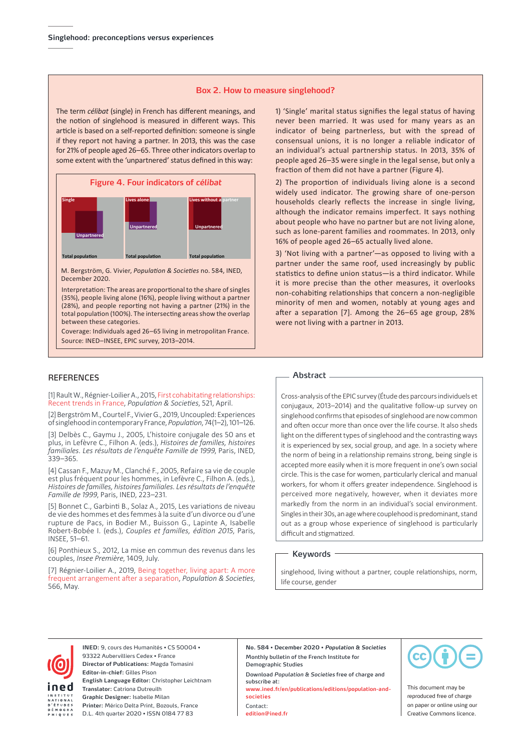## Box 2. How to measure singlehood?

The term *célibat* (single) in French has different meanings, and the notion of singlehood is measured in different ways. This article is based on a self-reported definition: someone is single if they report not having a partner. In 2013, this was the case for 21% of people aged 26–65. Three other indicators overlap to some extent with the 'unpartnered' status defined in this way:

### Figure 4. Four indicators of *célibat*

Single
Unpartnered
Total population
Lives alone
Unpartnered
Total population
Lives without a partner
Unpartnered
Total population

M. Bergström, G. Vivier, *Population & Societies* no. 584, INED, December 2020.

Interpretation: The areas are proportional to the share of singles (35%), people living alone (16%), people living without a partner (28%), and people reporting not having a partner (21%) in the total population (100%). The intersecting areas show the overlap between these categories.

Coverage: Individuals aged 26–65 living in metropolitan France.

Source: INED–INSEE, EPIC survey, 2013–2014.

1) 'Single' marital status signifies the legal status of having never been married. It was used for many years as an indicator of being partnerless, but with the spread of consensual unions, it is no longer a reliable indicator of an individual's actual partnership status. In 2013, 35% of people aged 26–35 were single in the legal sense, but only a fraction of them did not have a partner (Figure 4).

2) The proportion of individuals living alone is a second widely used indicator. The growing share of one-person households clearly reflects the increase in single living, although the indicator remains imperfect. It says nothing about people who have no partner but are not living alone, such as lone-parent families and roommates. In 2013, only 16% of people aged 26–65 actually lived alone.

3) 'Not living with a partner'—as opposed to living with a partner under the same roof, used increasingly by public statistics to define union status—is a third indicator. While it is more precise than the other measures, it overlooks non-cohabiting relationships that concern a non-negligible minority of men and women, notably at young ages and after a separation [7]. Among the 26–65 age group, 28% were not living with a partner in 2013.

## REFERENCES

[1] Rault W., Régnier-Loilier A., 2015, First cohabitating relationships: Recent trends in France, *Population & Societies*, 521, April.

[2] Bergström M., Courtel F., Vivier G., 2019, Uncoupled: Experiences of singlehood in contemporary France, *Population*, 74(1–2), 101–126.

[3] Delbès C., Gaymu J., 2005, L'histoire conjugale des 50 ans et plus, in Lefèvre C., Filhon A. (eds.), *Histoires de familles, histoires familiales. Les résultats de l'enquête Famille de 1999*, Paris, INED, 339–365.

[4] Cassan F., Mazuy M., Clanché F., 2005, Refaire sa vie de couple est plus fréquent pour les hommes, in Lefèvre C., Filhon A. (eds.), *Histoires de familles, histoires familiales. Les résultats de l'enquête Famille de 1999*, Paris, INED, 223–231.

[5] Bonnet C., Garbinti B., Solaz A., 2015, Les variations de niveau de vie des hommes et des femmes à la suite d'un divorce ou d'une rupture de Pacs, in Bodier M., Buisson G., Lapinte A, Isabelle Robert-Bobée I. (eds.), *Couples et familles, édition 2015*, Paris, INSEE, 51–61.

[6] Ponthieux S., 2012, La mise en commun des revenus dans les couples, *Insee Première*, 1409, July.

[7] Régnier-Loilier A., 2019, Being together, living apart: A more frequent arrangement after a separation, *Population & Societies*, 566, May.

## Abstract

Cross-analysis of the EPIC survey (Étude des parcours individuels et conjugaux, 2013–2014) and the qualitative follow-up survey on singlehood confirms that episodes of singlehood are now common and often occur more than once over the life course. It also sheds light on the different types of singlehood and the contrasting ways it is experienced by sex, social group, and age. In a society where the norm of being in a relationship remains strong, being single is accepted more easily when it is more frequent in one's own social circle. This is the case for women, particularly clerical and manual workers, for whom it offers greater independence. Singlehood is perceived more negatively, however, when it deviates more markedly from the norm in an individual's social environment. Singles in their 30s, an age where couplehood is predominant, stand out as a group whose experience of singlehood is particularly difficult and stigmatized.

## Keywords

singlehood, living without a partner, couple relationships, norm, life course, gender

**INED:** 9, cours des Humanités • CS 50004 • 93322 Aubervilliers Cedex • France
**Director of Publications:** Magda Tomasini
**Editor-in-chief:** Gilles Pison
**English Language Editor:** Christopher Leichtnam
**Translator:** Catriona Dutreuilh
**Graphic Designer:** Isabelle Milan
**Printer:** Mérico Delta Print, Bozouls, France
D.L. 4th quarter 2020 • ISSN 0184 77 83

No. 584 • December 2020 • *Population & Societies*
Monthly bulletin of the French Institute for Demographic Studies

Download *Population & Societies* free of charge and subscribe at:
www.ined.fr/en/publications/editions/population-and-societies

Contact:
edition@ined.fr

This document may be reproduced free of charge on paper or online using our Creative Commons licence.